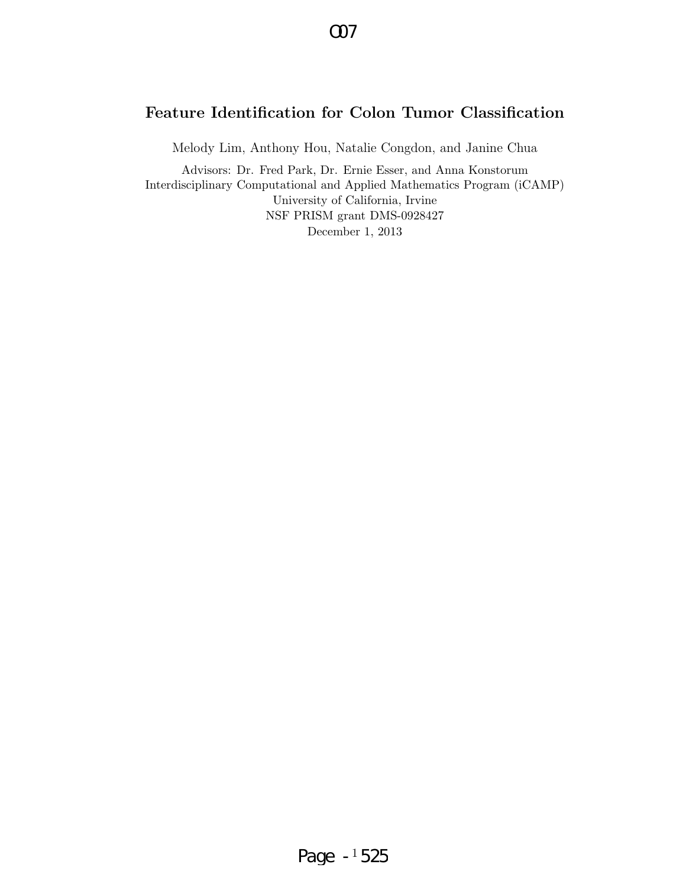# Feature Identification for Colon Tumor Classification

Melody Lim, Anthony Hou, Natalie Congdon, and Janine Chua

Advisors: Dr. Fred Park, Dr. Ernie Esser, and Anna Konstorum
Interdisciplinary Computational and Applied Mathematics Program (iCAMP)
University of California, Irvine
NSF PRISM grant DMS-0928427
December 1, 2013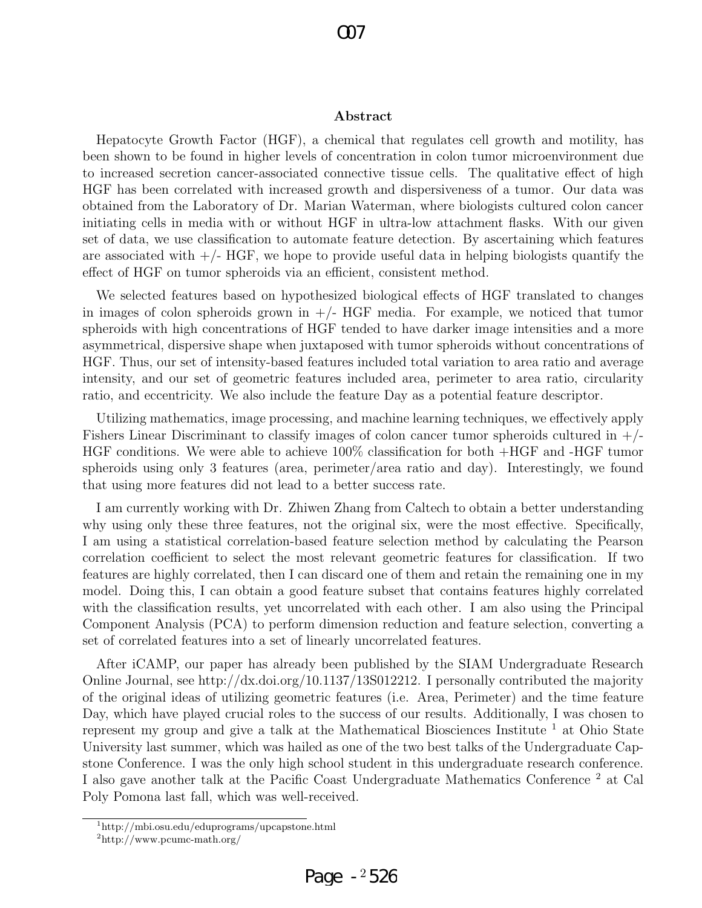## Abstract

Hepatocyte Growth Factor (HGF), a chemical that regulates cell growth and motility, has been shown to be found in higher levels of concentration in colon tumor microenvironment due to increased secretion cancer-associated connective tissue cells. The qualitative effect of high HGF has been correlated with increased growth and dispersiveness of a tumor. Our data was obtained from the Laboratory of Dr. Marian Waterman, where biologists cultured colon cancer initiating cells in media with or without HGF in ultra-low attachment flasks. With our given set of data, we use classification to automate feature detection. By ascertaining which features are associated with +/- HGF, we hope to provide useful data in helping biologists quantify the effect of HGF on tumor spheroids via an efficient, consistent method.

We selected features based on hypothesized biological effects of HGF translated to changes in images of colon spheroids grown in +/- HGF media. For example, we noticed that tumor spheroids with high concentrations of HGF tended to have darker image intensities and a more asymmetrical, dispersive shape when juxtaposed with tumor spheroids without concentrations of HGF. Thus, our set of intensity-based features included total variation to area ratio and average intensity, and our set of geometric features included area, perimeter to area ratio, circularity ratio, and eccentricity. We also include the feature Day as a potential feature descriptor.

Utilizing mathematics, image processing, and machine learning techniques, we effectively apply Fishers Linear Discriminant to classify images of colon cancer tumor spheroids cultured in +/- HGF conditions. We were able to achieve 100% classification for both +HGF and -HGF tumor spheroids using only 3 features (area, perimeter/area ratio and day). Interestingly, we found that using more features did not lead to a better success rate.

I am currently working with Dr. Zhiwen Zhang from Caltech to obtain a better understanding why using only these three features, not the original six, were the most effective. Specifically, I am using a statistical correlation-based feature selection method by calculating the Pearson correlation coefficient to select the most relevant geometric features for classification. If two features are highly correlated, then I can discard one of them and retain the remaining one in my model. Doing this, I can obtain a good feature subset that contains features highly correlated with the classification results, yet uncorrelated with each other. I am also using the Principal Component Analysis (PCA) to perform dimension reduction and feature selection, converting a set of correlated features into a set of linearly uncorrelated features.

After iCAMP, our paper has already been published by the SIAM Undergraduate Research Online Journal, see http://dx.doi.org/10.1137/13S012212. I personally contributed the majority of the original ideas of utilizing geometric features (i.e. Area, Perimeter) and the time feature Day, which have played crucial roles to the success of our results. Additionally, I was chosen to represent my group and give a talk at the Mathematical Biosciences Institute [1] at Ohio State University last summer, which was hailed as one of the two best talks of the Undergraduate Capstone Conference. I was the only high school student in this undergraduate research conference. I also gave another talk at the Pacific Coast Undergraduate Mathematics Conference [2] at Cal Poly Pomona last fall, which was well-received.

[1] http://mbi.osu.edu/eduprograms/upcapstone.html

[2] http://www.pcumc-math.org/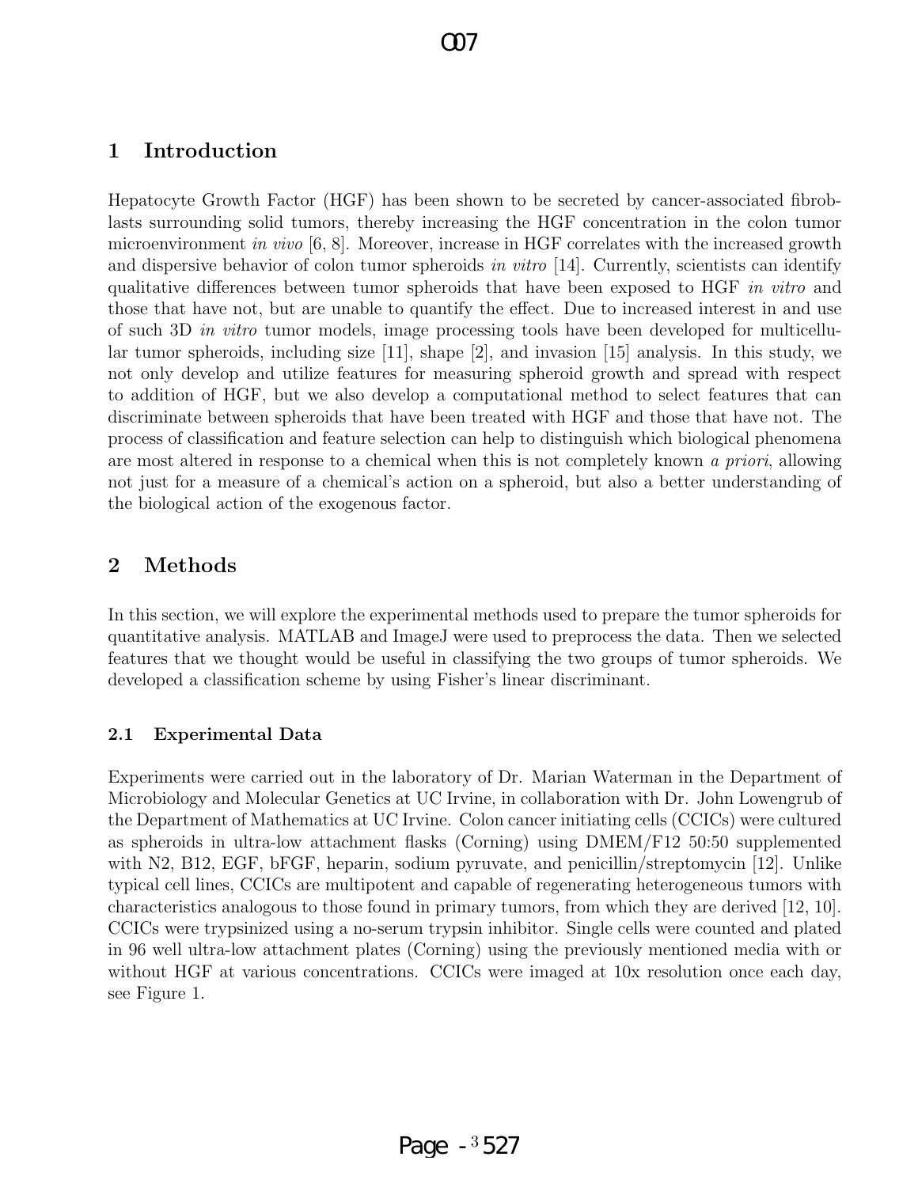## 1 Introduction

Hepatocyte Growth Factor (HGF) has been shown to be secreted by cancer-associated fibroblasts surrounding solid tumors, thereby increasing the HGF concentration in the colon tumor microenvironment *in vivo* [6, 8]. Moreover, increase in HGF correlates with the increased growth and dispersive behavior of colon tumor spheroids *in vitro* [14]. Currently, scientists can identify qualitative differences between tumor spheroids that have been exposed to HGF *in vitro* and those that have not, but are unable to quantify the effect. Due to increased interest in and use of such 3D *in vitro* tumor models, image processing tools have been developed for multicellular tumor spheroids, including size [11], shape [2], and invasion [15] analysis. In this study, we not only develop and utilize features for measuring spheroid growth and spread with respect to addition of HGF, but we also develop a computational method to select features that can discriminate between spheroids that have been treated with HGF and those that have not. The process of classification and feature selection can help to distinguish which biological phenomena are most altered in response to a chemical when this is not completely known *a priori*, allowing not just for a measure of a chemical's action on a spheroid, but also a better understanding of the biological action of the exogenous factor.

## 2 Methods

In this section, we will explore the experimental methods used to prepare the tumor spheroids for quantitative analysis. MATLAB and ImageJ were used to preprocess the data. Then we selected features that we thought would be useful in classifying the two groups of tumor spheroids. We developed a classification scheme by using Fisher's linear discriminant.

### 2.1 Experimental Data

Experiments were carried out in the laboratory of Dr. Marian Waterman in the Department of Microbiology and Molecular Genetics at UC Irvine, in collaboration with Dr. John Lowengrub of the Department of Mathematics at UC Irvine. Colon cancer initiating cells (CCICs) were cultured as spheroids in ultra-low attachment flasks (Corning) using DMEM/F12 50:50 supplemented with N2, B12, EGF, bFGF, heparin, sodium pyruvate, and penicillin/streptomycin [12]. Unlike typical cell lines, CCICs are multipotent and capable of regenerating heterogeneous tumors with characteristics analogous to those found in primary tumors, from which they are derived [12, 10]. CCICs were trypsinized using a no-serum trypsin inhibitor. Single cells were counted and plated in 96 well ultra-low attachment plates (Corning) using the previously mentioned media with or without HGF at various concentrations. CCICs were imaged at 10x resolution once each day, see Figure 1.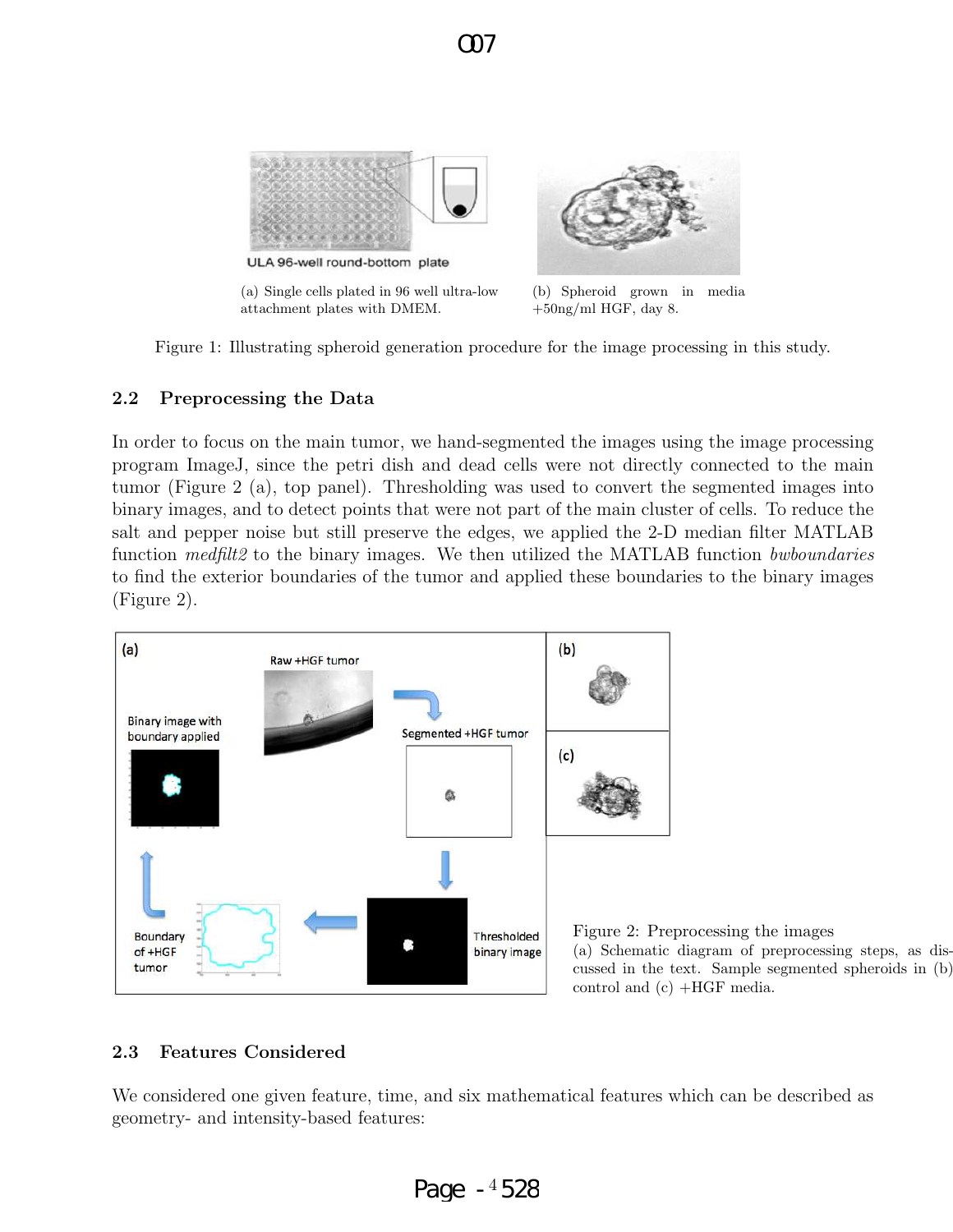(a) Single cells plated in 96 well ultra-low attachment plates with DMEM.

(b) Spheroid grown in media +50ng/ml HGF, day 8.

Figure 1: Illustrating spheroid generation procedure for the image processing in this study.

### 2.2 Preprocessing the Data

In order to focus on the main tumor, we hand-segmented the images using the image processing program ImageJ, since the petri dish and dead cells were not directly connected to the main tumor (Figure 2 (a), top panel). Thresholding was used to convert the segmented images into binary images, and to detect points that were not part of the main cluster of cells. To reduce the salt and pepper noise but still preserve the edges, we applied the 2-D median filter MATLAB function *medfilt2* to the binary images. We then utilized the MATLAB function *bwboundaries* to find the exterior boundaries of the tumor and applied these boundaries to the binary images (Figure 2).

Figure 2: Preprocessing the images
(a) Schematic diagram of preprocessing steps, as discussed in the text. Sample segmented spheroids in (b) control and (c) +HGF media.

### 2.3 Features Considered

We considered one given feature, time, and six mathematical features which can be described as geometry- and intensity-based features: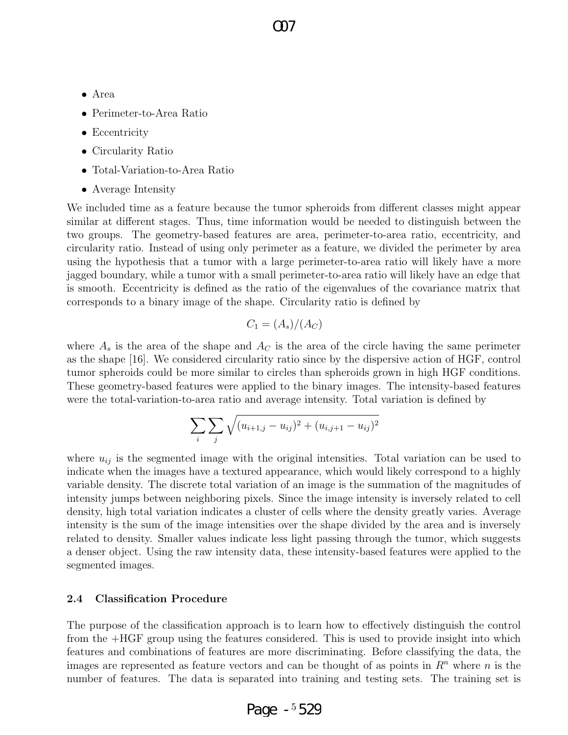- Area
- Perimeter-to-Area Ratio
- Eccentricity
- Circularity Ratio
- Total-Variation-to-Area Ratio
- Average Intensity

We included time as a feature because the tumor spheroids from different classes might appear similar at different stages. Thus, time information would be needed to distinguish between the two groups. The geometry-based features are area, perimeter-to-area ratio, eccentricity, and circularity ratio. Instead of using only perimeter as a feature, we divided the perimeter by area using the hypothesis that a tumor with a large perimeter-to-area ratio will likely have a more jagged boundary, while a tumor with a small perimeter-to-area ratio will likely have an edge that is smooth. Eccentricity is defined as the ratio of the eigenvalues of the covariance matrix that corresponds to a binary image of the shape. Circularity ratio is defined by

$$C_1 = (A_s)/(A_C)$$

where $A_s$ is the area of the shape and $A_C$ is the area of the circle having the same perimeter as the shape [16]. We considered circularity ratio since by the dispersive action of HGF, control tumor spheroids could be more similar to circles than spheroids grown in high HGF conditions. These geometry-based features were applied to the binary images. The intensity-based features were the total-variation-to-area ratio and average intensity. Total variation is defined by

$$\sum_i \sum_j \sqrt{(u_{i+1,j} - u_{ij})^2 + (u_{i,j+1} - u_{ij})^2}$$

where $u_{ij}$ is the segmented image with the original intensities. Total variation can be used to indicate when the images have a textured appearance, which would likely correspond to a highly variable density. The discrete total variation of an image is the summation of the magnitudes of intensity jumps between neighboring pixels. Since the image intensity is inversely related to cell density, high total variation indicates a cluster of cells where the density greatly varies. Average intensity is the sum of the image intensities over the shape divided by the area and is inversely related to density. Smaller values indicate less light passing through the tumor, which suggests a denser object. Using the raw intensity data, these intensity-based features were applied to the segmented images.

### 2.4 Classification Procedure

The purpose of the classification approach is to learn how to effectively distinguish the control from the +HGF group using the features considered. This is used to provide insight into which features and combinations of features are more discriminating. Before classifying the data, the images are represented as feature vectors and can be thought of as points in $R^n$ where $n$ is the number of features. The data is separated into training and testing sets. The training set is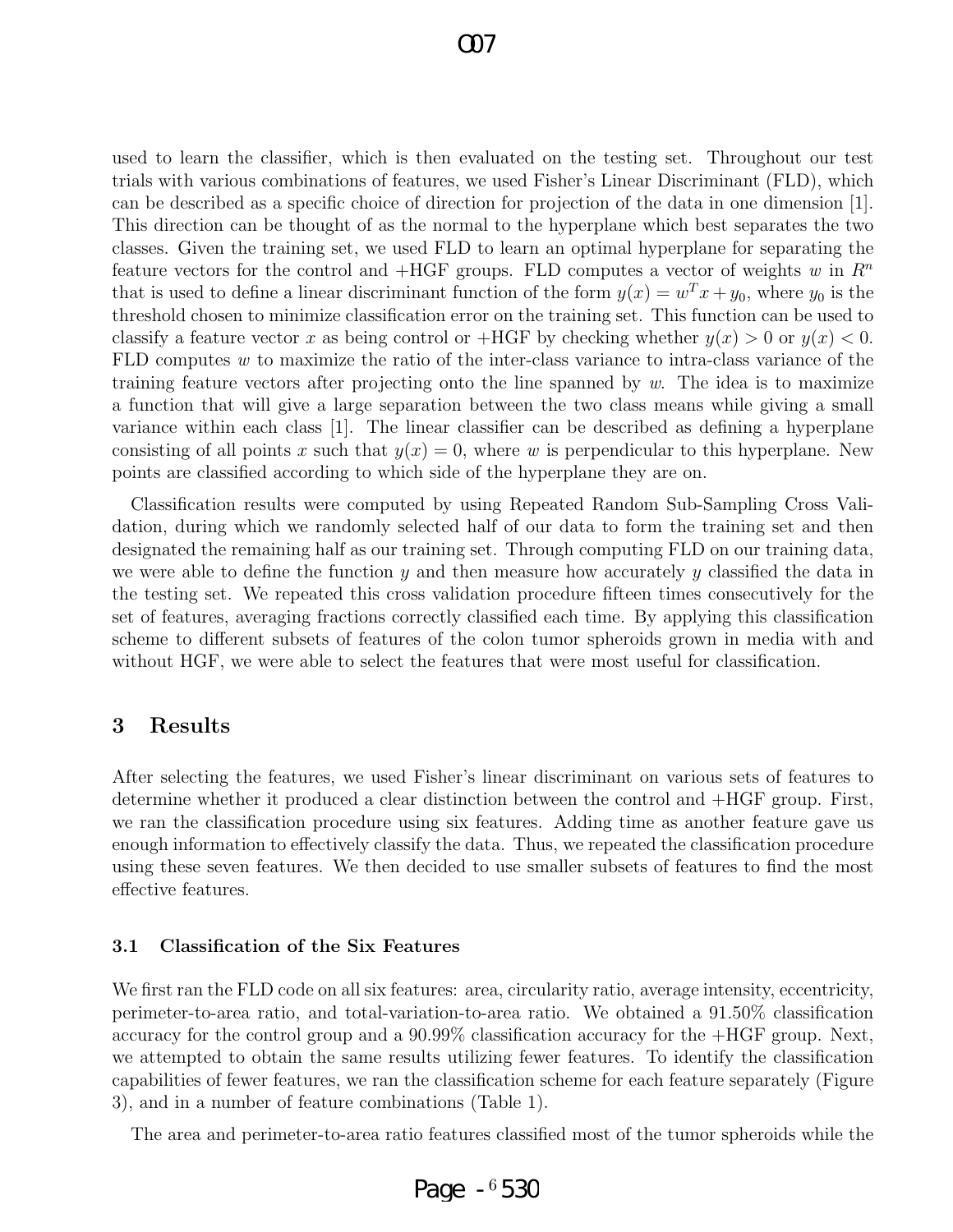used to learn the classifier, which is then evaluated on the testing set. Throughout our test trials with various combinations of features, we used Fisher's Linear Discriminant (FLD), which can be described as a specific choice of direction for projection of the data in one dimension [1]. This direction can be thought of as the normal to the hyperplane which best separates the two classes. Given the training set, we used FLD to learn an optimal hyperplane for separating the feature vectors for the control and +HGF groups. FLD computes a vector of weights $w$ in $R^n$ that is used to define a linear discriminant function of the form $y(x) = w^T x + y_0$, where $y_0$ is the threshold chosen to minimize classification error on the training set. This function can be used to classify a feature vector $x$ as being control or +HGF by checking whether $y(x) > 0$ or $y(x) < 0$. FLD computes $w$ to maximize the ratio of the inter-class variance to intra-class variance of the training feature vectors after projecting onto the line spanned by $w$. The idea is to maximize a function that will give a large separation between the two class means while giving a small variance within each class [1]. The linear classifier can be described as defining a hyperplane consisting of all points $x$ such that $y(x) = 0$, where $w$ is perpendicular to this hyperplane. New points are classified according to which side of the hyperplane they are on.

Classification results were computed by using Repeated Random Sub-Sampling Cross Validation, during which we randomly selected half of our data to form the training set and then designated the remaining half as our training set. Through computing FLD on our training data, we were able to define the function $y$ and then measure how accurately $y$ classified the data in the testing set. We repeated this cross validation procedure fifteen times consecutively for the set of features, averaging fractions correctly classified each time. By applying this classification scheme to different subsets of features of the colon tumor spheroids grown in media with and without HGF, we were able to select the features that were most useful for classification.

## 3 Results

After selecting the features, we used Fisher's linear discriminant on various sets of features to determine whether it produced a clear distinction between the control and +HGF group. First, we ran the classification procedure using six features. Adding time as another feature gave us enough information to effectively classify the data. Thus, we repeated the classification procedure using these seven features. We then decided to use smaller subsets of features to find the most effective features.

### 3.1 Classification of the Six Features

We first ran the FLD code on all six features: area, circularity ratio, average intensity, eccentricity, perimeter-to-area ratio, and total-variation-to-area ratio. We obtained a 91.50% classification accuracy for the control group and a 90.99% classification accuracy for the +HGF group. Next, we attempted to obtain the same results utilizing fewer features. To identify the classification capabilities of fewer features, we ran the classification scheme for each feature separately (Figure 3), and in a number of feature combinations (Table 1).

The area and perimeter-to-area ratio features classified most of the tumor spheroids while the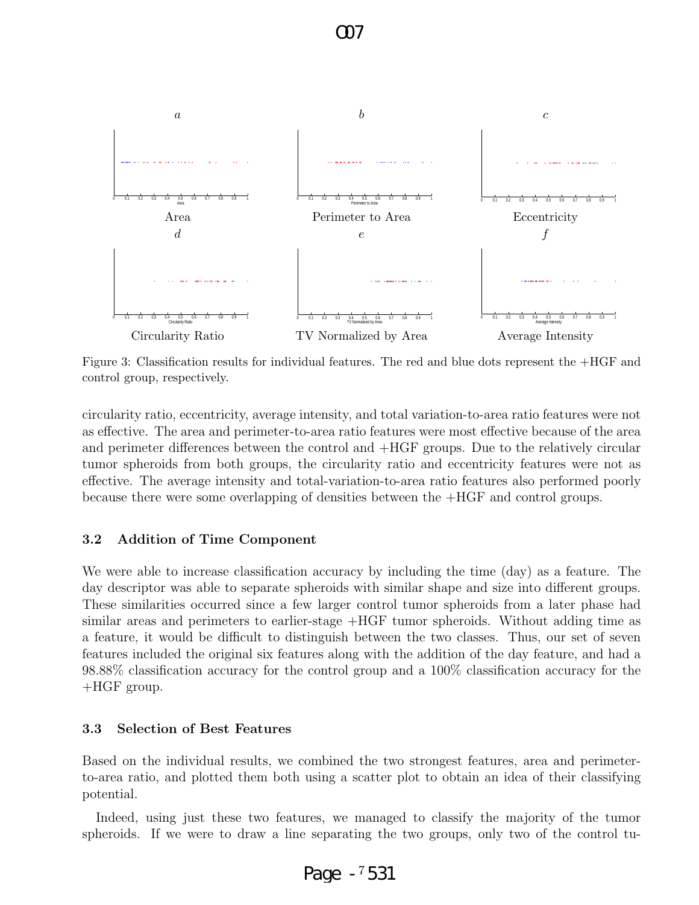Figure 3: Classification results for individual features. The red and blue dots represent the +HGF and control group, respectively.

circularity ratio, eccentricity, average intensity, and total variation-to-area ratio features were not as effective. The area and perimeter-to-area ratio features were most effective because of the area and perimeter differences between the control and +HGF groups. Due to the relatively circular tumor spheroids from both groups, the circularity ratio and eccentricity features were not as effective. The average intensity and total-variation-to-area ratio features also performed poorly because there were some overlapping of densities between the +HGF and control groups.

### 3.2 Addition of Time Component

We were able to increase classification accuracy by including the time (day) as a feature. The day descriptor was able to separate spheroids with similar shape and size into different groups. These similarities occurred since a few larger control tumor spheroids from a later phase had similar areas and perimeters to earlier-stage +HGF tumor spheroids. Without adding time as a feature, it would be difficult to distinguish between the two classes. Thus, our set of seven features included the original six features along with the addition of the day feature, and had a 98.88% classification accuracy for the control group and a 100% classification accuracy for the +HGF group.

### 3.3 Selection of Best Features

Based on the individual results, we combined the two strongest features, area and perimeter-to-area ratio, and plotted them both using a scatter plot to obtain an idea of their classifying potential.

Indeed, using just these two features, we managed to classify the majority of the tumor spheroids. If we were to draw a line separating the two groups, only two of the control tu-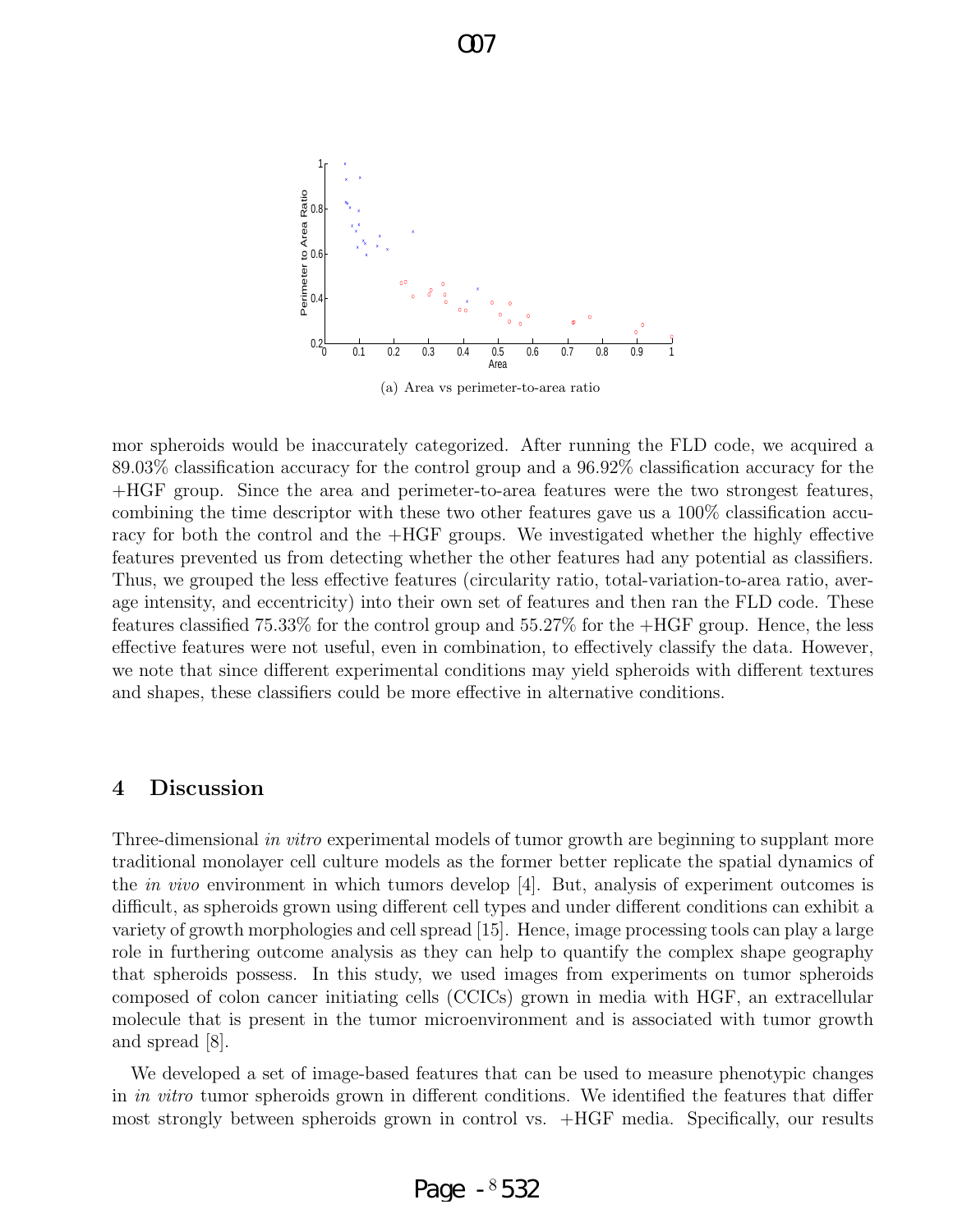(a) Area vs perimeter-to-area ratio

mor spheroids would be inaccurately categorized. After running the FLD code, we acquired a 89.03% classification accuracy for the control group and a 96.92% classification accuracy for the +HGF group. Since the area and perimeter-to-area features were the two strongest features, combining the time descriptor with these two other features gave us a 100% classification accuracy for both the control and the +HGF groups. We investigated whether the highly effective features prevented us from detecting whether the other features had any potential as classifiers. Thus, we grouped the less effective features (circularity ratio, total-variation-to-area ratio, average intensity, and eccentricity) into their own set of features and then ran the FLD code. These features classified 75.33% for the control group and 55.27% for the +HGF group. Hence, the less effective features were not useful, even in combination, to effectively classify the data. However, we note that since different experimental conditions may yield spheroids with different textures and shapes, these classifiers could be more effective in alternative conditions.

## 4 Discussion

Three-dimensional *in vitro* experimental models of tumor growth are beginning to supplant more traditional monolayer cell culture models as the former better replicate the spatial dynamics of the *in vivo* environment in which tumors develop [4]. But, analysis of experiment outcomes is difficult, as spheroids grown using different cell types and under different conditions can exhibit a variety of growth morphologies and cell spread [15]. Hence, image processing tools can play a large role in furthering outcome analysis as they can help to quantify the complex shape geography that spheroids possess. In this study, we used images from experiments on tumor spheroids composed of colon cancer initiating cells (CCICs) grown in media with HGF, an extracellular molecule that is present in the tumor microenvironment and is associated with tumor growth and spread [8].

We developed a set of image-based features that can be used to measure phenotypic changes in *in vitro* tumor spheroids grown in different conditions. We identified the features that differ most strongly between spheroids grown in control vs. +HGF media. Specifically, our results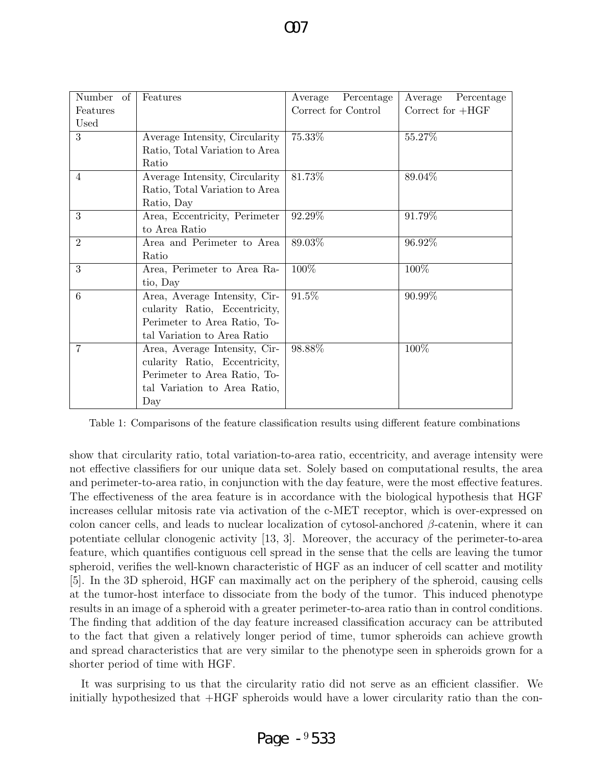| Number of Features Used | Features | Average Percentage Correct for Control | Average Percentage Correct for +HGF |
|---|---|---|---|
| 3 | Average Intensity, Circularity Ratio, Total Variation to Area Ratio | 75.33% | 55.27% |
| 4 | Average Intensity, Circularity Ratio, Total Variation to Area Ratio, Day | 81.73% | 89.04% |
| 3 | Area, Eccentricity, Perimeter to Area Ratio | 92.29% | 91.79% |
| 2 | Area and Perimeter to Area Ratio | 89.03% | 96.92% |
| 3 | Area, Perimeter to Area Ratio, Day | 100% | 100% |
| 6 | Area, Average Intensity, Circularity Ratio, Eccentricity, Perimeter to Area Ratio, Total Variation to Area Ratio | 91.5% | 90.99% |
| 7 | Area, Average Intensity, Circularity Ratio, Eccentricity, Perimeter to Area Ratio, Total Variation to Area Ratio, Day | 98.88% | 100% |

Table 1: Comparisons of the feature classification results using different feature combinations

show that circularity ratio, total variation-to-area ratio, eccentricity, and average intensity were not effective classifiers for our unique data set. Solely based on computational results, the area and perimeter-to-area ratio, in conjunction with the day feature, were the most effective features. The effectiveness of the area feature is in accordance with the biological hypothesis that HGF increases cellular mitosis rate via activation of the c-MET receptor, which is over-expressed on colon cancer cells, and leads to nuclear localization of cytosol-anchored $\beta$-catenin, where it can potentiate cellular clonogenic activity [13, 3]. Moreover, the accuracy of the perimeter-to-area feature, which quantifies contiguous cell spread in the sense that the cells are leaving the tumor spheroid, verifies the well-known characteristic of HGF as an inducer of cell scatter and motility [5]. In the 3D spheroid, HGF can maximally act on the periphery of the spheroid, causing cells at the tumor-host interface to dissociate from the body of the tumor. This induced phenotype results in an image of a spheroid with a greater perimeter-to-area ratio than in control conditions. The finding that addition of the day feature increased classification accuracy can be attributed to the fact that given a relatively longer period of time, tumor spheroids can achieve growth and spread characteristics that are very similar to the phenotype seen in spheroids grown for a shorter period of time with HGF.

It was surprising to us that the circularity ratio did not serve as an efficient classifier. We initially hypothesized that +HGF spheroids would have a lower circularity ratio than the con-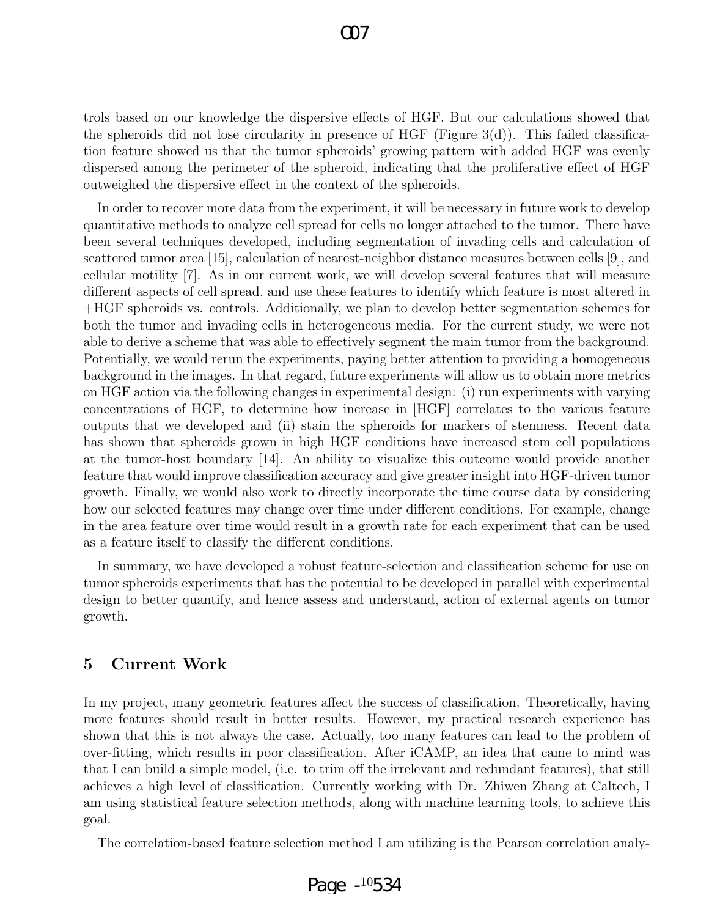trols based on our knowledge the dispersive effects of HGF. But our calculations showed that the spheroids did not lose circularity in presence of HGF (Figure 3(d)). This failed classification feature showed us that the tumor spheroids' growing pattern with added HGF was evenly dispersed among the perimeter of the spheroid, indicating that the proliferative effect of HGF outweighed the dispersive effect in the context of the spheroids.

In order to recover more data from the experiment, it will be necessary in future work to develop quantitative methods to analyze cell spread for cells no longer attached to the tumor. There have been several techniques developed, including segmentation of invading cells and calculation of scattered tumor area [15], calculation of nearest-neighbor distance measures between cells [9], and cellular motility [7]. As in our current work, we will develop several features that will measure different aspects of cell spread, and use these features to identify which feature is most altered in +HGF spheroids vs. controls. Additionally, we plan to develop better segmentation schemes for both the tumor and invading cells in heterogeneous media. For the current study, we were not able to derive a scheme that was able to effectively segment the main tumor from the background. Potentially, we would rerun the experiments, paying better attention to providing a homogeneous background in the images. In that regard, future experiments will allow us to obtain more metrics on HGF action via the following changes in experimental design: (i) run experiments with varying concentrations of HGF, to determine how increase in [HGF] correlates to the various feature outputs that we developed and (ii) stain the spheroids for markers of stemness. Recent data has shown that spheroids grown in high HGF conditions have increased stem cell populations at the tumor-host boundary [14]. An ability to visualize this outcome would provide another feature that would improve classification accuracy and give greater insight into HGF-driven tumor growth. Finally, we would also work to directly incorporate the time course data by considering how our selected features may change over time under different conditions. For example, change in the area feature over time would result in a growth rate for each experiment that can be used as a feature itself to classify the different conditions.

In summary, we have developed a robust feature-selection and classification scheme for use on tumor spheroids experiments that has the potential to be developed in parallel with experimental design to better quantify, and hence assess and understand, action of external agents on tumor growth.

## 5 Current Work

In my project, many geometric features affect the success of classification. Theoretically, having more features should result in better results. However, my practical research experience has shown that this is not always the case. Actually, too many features can lead to the problem of over-fitting, which results in poor classification. After iCAMP, an idea that came to mind was that I can build a simple model, (i.e. to trim off the irrelevant and redundant features), that still achieves a high level of classification. Currently working with Dr. Zhiwen Zhang at Caltech, I am using statistical feature selection methods, along with machine learning tools, to achieve this goal.

The correlation-based feature selection method I am utilizing is the Pearson correlation analy-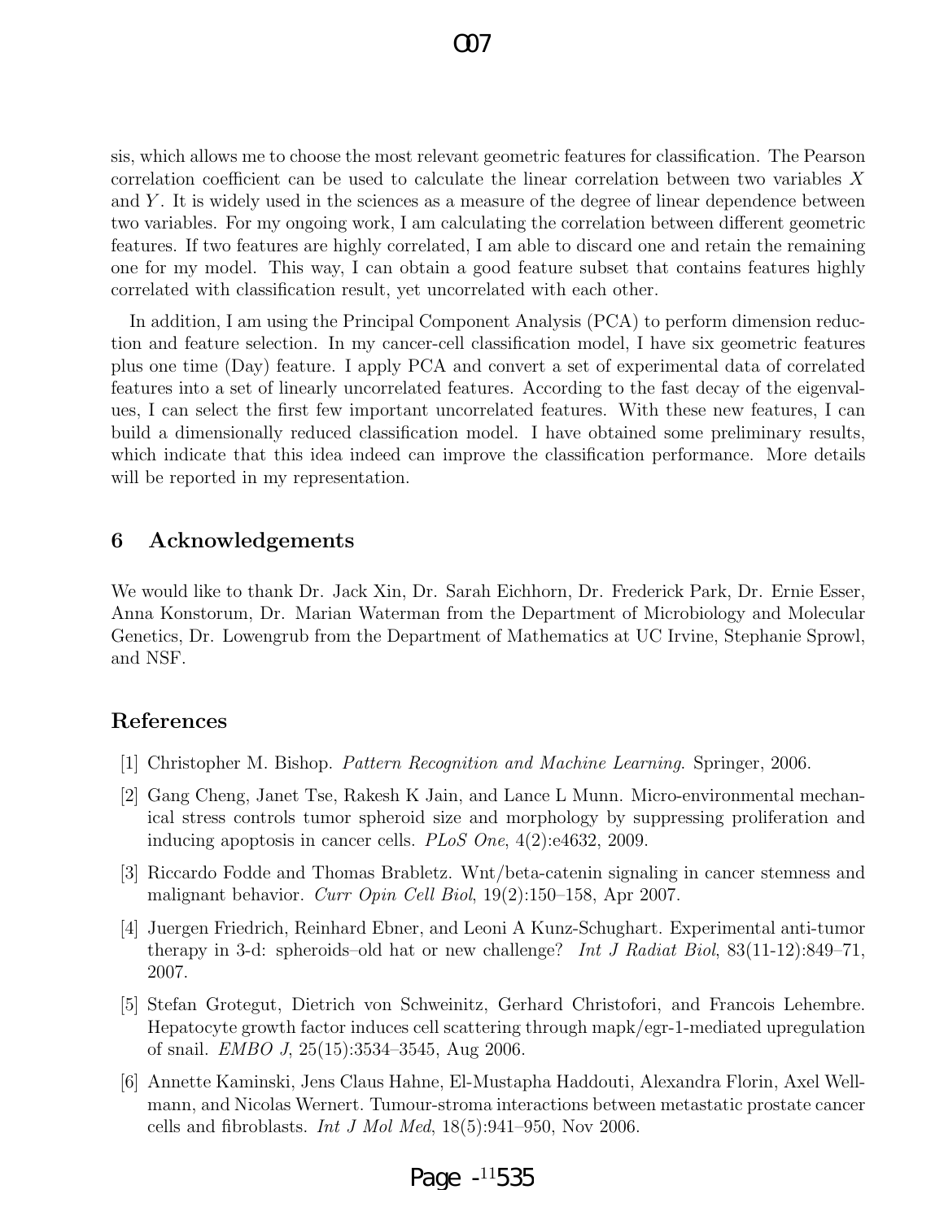sis, which allows me to choose the most relevant geometric features for classification. The Pearson correlation coefficient can be used to calculate the linear correlation between two variables $X$ and $Y$. It is widely used in the sciences as a measure of the degree of linear dependence between two variables. For my ongoing work, I am calculating the correlation between different geometric features. If two features are highly correlated, I am able to discard one and retain the remaining one for my model. This way, I can obtain a good feature subset that contains features highly correlated with classification result, yet uncorrelated with each other.

In addition, I am using the Principal Component Analysis (PCA) to perform dimension reduction and feature selection. In my cancer-cell classification model, I have six geometric features plus one time (Day) feature. I apply PCA and convert a set of experimental data of correlated features into a set of linearly uncorrelated features. According to the fast decay of the eigenvalues, I can select the first few important uncorrelated features. With these new features, I can build a dimensionally reduced classification model. I have obtained some preliminary results, which indicate that this idea indeed can improve the classification performance. More details will be reported in my representation.

## 6 Acknowledgements

We would like to thank Dr. Jack Xin, Dr. Sarah Eichhorn, Dr. Frederick Park, Dr. Ernie Esser, Anna Konstorum, Dr. Marian Waterman from the Department of Microbiology and Molecular Genetics, Dr. Lowengrub from the Department of Mathematics at UC Irvine, Stephanie Sprowl, and NSF.

## References

[1] Christopher M. Bishop. *Pattern Recognition and Machine Learning*. Springer, 2006.

[2] Gang Cheng, Janet Tse, Rakesh K Jain, and Lance L Munn. Micro-environmental mechanical stress controls tumor spheroid size and morphology by suppressing proliferation and inducing apoptosis in cancer cells. *PLoS One*, 4(2):e4632, 2009.

[3] Riccardo Fodde and Thomas Brabletz. Wnt/beta-catenin signaling in cancer stemness and malignant behavior. *Curr Opin Cell Biol*, 19(2):150–158, Apr 2007.

[4] Juergen Friedrich, Reinhard Ebner, and Leoni A Kunz-Schughart. Experimental anti-tumor therapy in 3-d: spheroids–old hat or new challenge? *Int J Radiat Biol*, 83(11-12):849–71, 2007.

[5] Stefan Grotegut, Dietrich von Schweinitz, Gerhard Christofori, and Francois Lehembre. Hepatocyte growth factor induces cell scattering through mapk/egr-1-mediated upregulation of snail. *EMBO J*, 25(15):3534–3545, Aug 2006.

[6] Annette Kaminski, Jens Claus Hahne, El-Mustapha Haddouti, Alexandra Florin, Axel Wellmann, and Nicolas Wernert. Tumour-stroma interactions between metastatic prostate cancer cells and fibroblasts. *Int J Mol Med*, 18(5):941–950, Nov 2006.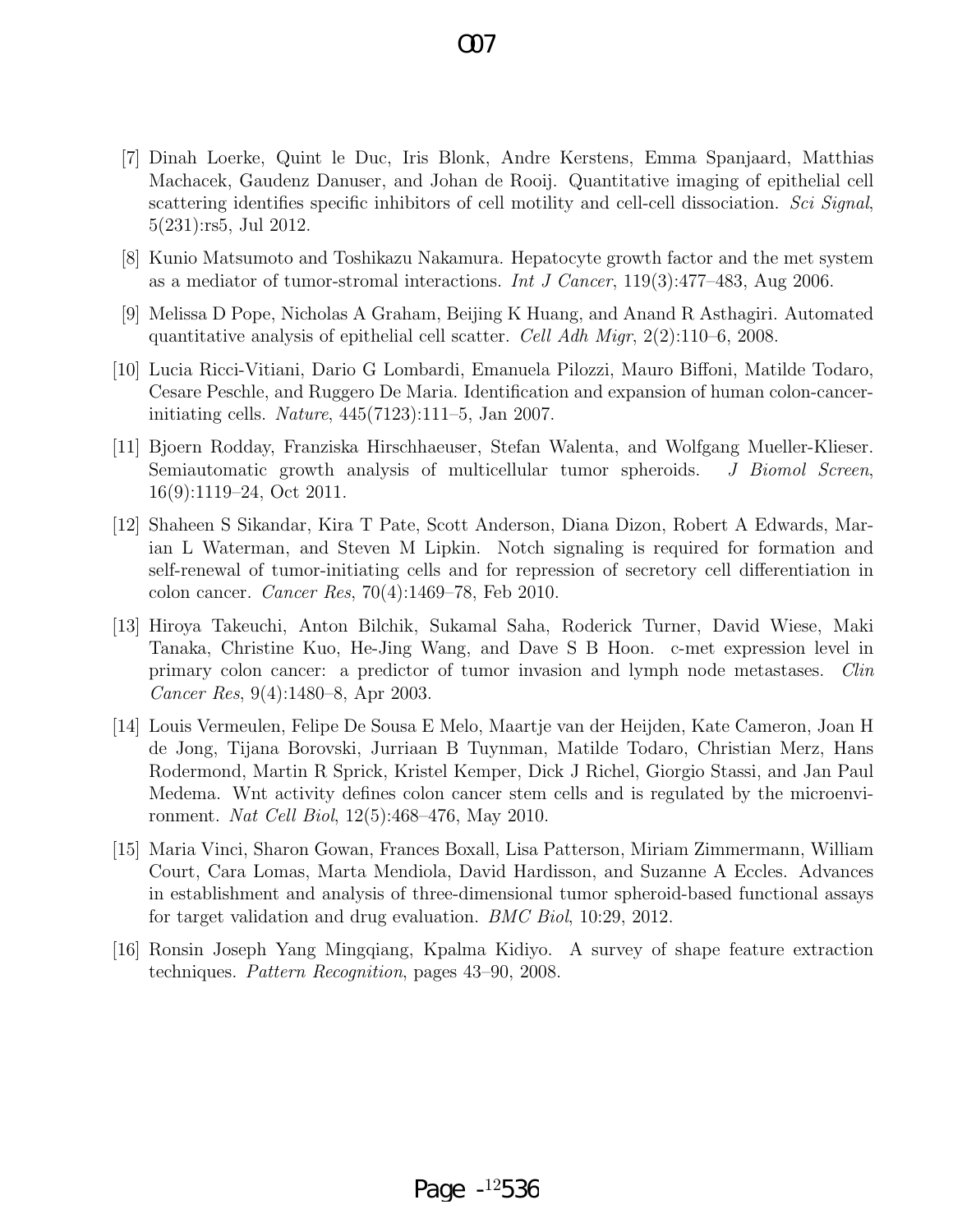[7] Dinah Loerke, Quint le Duc, Iris Blonk, Andre Kerstens, Emma Spanjaard, Matthias Machacek, Gaudenz Danuser, and Johan de Rooij. Quantitative imaging of epithelial cell scattering identifies specific inhibitors of cell motility and cell-cell dissociation. *Sci Signal*, 5(231):rs5, Jul 2012.

[8] Kunio Matsumoto and Toshikazu Nakamura. Hepatocyte growth factor and the met system as a mediator of tumor-stromal interactions. *Int J Cancer*, 119(3):477–483, Aug 2006.

[9] Melissa D Pope, Nicholas A Graham, Beijing K Huang, and Anand R Asthagiri. Automated quantitative analysis of epithelial cell scatter. *Cell Adh Migr*, 2(2):110–6, 2008.

[10] Lucia Ricci-Vitiani, Dario G Lombardi, Emanuela Pilozzi, Mauro Biffoni, Matilde Todaro, Cesare Peschle, and Ruggero De Maria. Identification and expansion of human colon-cancer-initiating cells. *Nature*, 445(7123):111–5, Jan 2007.

[11] Bjoern Rodday, Franziska Hirschhaeuser, Stefan Walenta, and Wolfgang Mueller-Klieser. Semiautomatic growth analysis of multicellular tumor spheroids. *J Biomol Screen*, 16(9):1119–24, Oct 2011.

[12] Shaheen S Sikandar, Kira T Pate, Scott Anderson, Diana Dizon, Robert A Edwards, Marian L Waterman, and Steven M Lipkin. Notch signaling is required for formation and self-renewal of tumor-initiating cells and for repression of secretory cell differentiation in colon cancer. *Cancer Res*, 70(4):1469–78, Feb 2010.

[13] Hiroya Takeuchi, Anton Bilchik, Sukamal Saha, Roderick Turner, David Wiese, Maki Tanaka, Christine Kuo, He-Jing Wang, and Dave S B Hoon. c-met expression level in primary colon cancer: a predictor of tumor invasion and lymph node metastases. *Clin Cancer Res*, 9(4):1480–8, Apr 2003.

[14] Louis Vermeulen, Felipe De Sousa E Melo, Maartje van der Heijden, Kate Cameron, Joan H de Jong, Tijana Borovski, Jurriaan B Tuynman, Matilde Todaro, Christian Merz, Hans Rodermond, Martin R Sprick, Kristel Kemper, Dick J Richel, Giorgio Stassi, and Jan Paul Medema. Wnt activity defines colon cancer stem cells and is regulated by the microenvironment. *Nat Cell Biol*, 12(5):468–476, May 2010.

[15] Maria Vinci, Sharon Gowan, Frances Boxall, Lisa Patterson, Miriam Zimmermann, William Court, Cara Lomas, Marta Mendiola, David Hardisson, and Suzanne A Eccles. Advances in establishment and analysis of three-dimensional tumor spheroid-based functional assays for target validation and drug evaluation. *BMC Biol*, 10:29, 2012.

[16] Ronsin Joseph Yang Mingqiang, Kpalma Kidiyo. A survey of shape feature extraction techniques. *Pattern Recognition*, pages 43–90, 2008.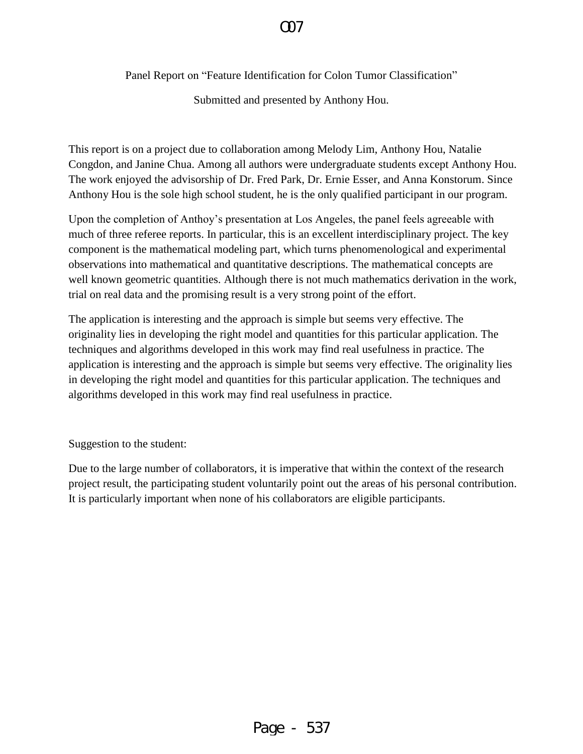O07

Panel Report on "Feature Identification for Colon Tumor Classification"

Submitted and presented by Anthony Hou.

This report is on a project due to collaboration among Melody Lim, Anthony Hou, Natalie Congdon, and Janine Chua. Among all authors were undergraduate students except Anthony Hou. The work enjoyed the advisorship of Dr. Fred Park, Dr. Ernie Esser, and Anna Konstorum. Since Anthony Hou is the sole high school student, he is the only qualified participant in our program.

Upon the completion of Anthoy's presentation at Los Angeles, the panel feels agreeable with much of three referee reports. In particular, this is an excellent interdisciplinary project. The key component is the mathematical modeling part, which turns phenomenological and experimental observations into mathematical and quantitative descriptions. The mathematical concepts are well known geometric quantities. Although there is not much mathematics derivation in the work, trial on real data and the promising result is a very strong point of the effort.

The application is interesting and the approach is simple but seems very effective. The originality lies in developing the right model and quantities for this particular application. The techniques and algorithms developed in this work may find real usefulness in practice. The application is interesting and the approach is simple but seems very effective. The originality lies in developing the right model and quantities for this particular application. The techniques and algorithms developed in this work may find real usefulness in practice.

Suggestion to the student:

Due to the large number of collaborators, it is imperative that within the context of the research project result, the participating student voluntarily point out the areas of his personal contribution. It is particularly important when none of his collaborators are eligible participants.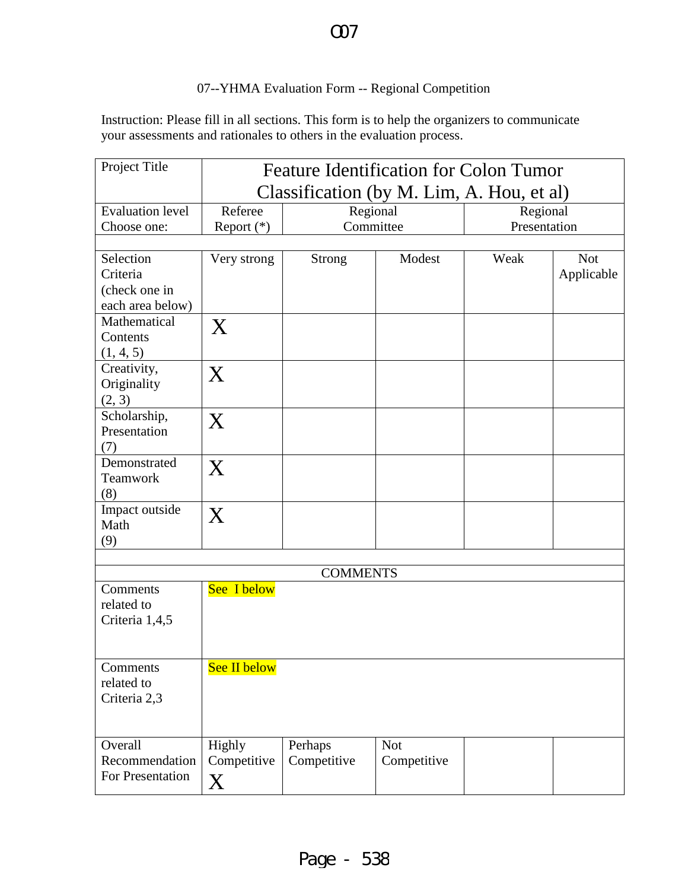07--YHMA Evaluation Form -- Regional Competition

Instruction: Please fill in all sections. This form is to help the organizers to communicate your assessments and rationales to others in the evaluation process.

| Project Title | Feature Identification for Colon Tumor Classification (by M. Lim, A. Hou, et al) | | | | |
|---|---|---|---|---|---|
| Evaluation level Choose one: | Referee Report (*) | Regional Committee | | Regional Presentation | |
| | | | | | |
| Selection Criteria (check one in each area below) | Very strong | Strong | Modest | Weak | Not Applicable |
| Mathematical Contents (1, 4, 5) | X | | | | |
| Creativity, Originality (2, 3) | X | | | | |
| Scholarship, Presentation (7) | X | | | | |
| Demonstrated Teamwork (8) | X | | | | |
| Impact outside Math (9) | X | | | | |
| | | | | | |
| COMMENTS | | | | | |
| Comments related to Criteria 1,4,5 | See I below | | | | |
| Comments related to Criteria 2,3 | See II below | | | | |
| Overall Recommendation For Presentation | Highly Competitive X | Perhaps Competitive | Not Competitive | | |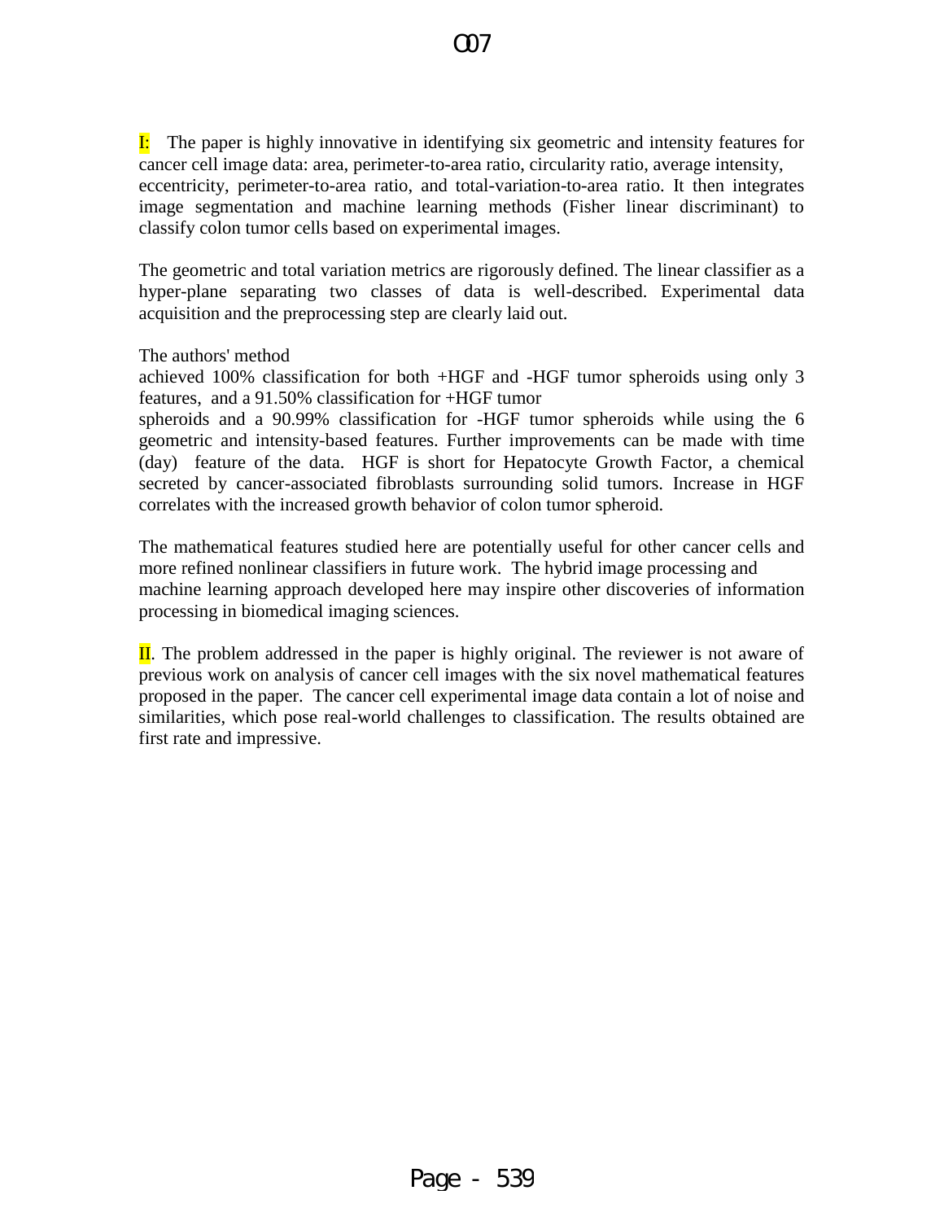# C07

I: The paper is highly innovative in identifying six geometric and intensity features for cancer cell image data: area, perimeter-to-area ratio, circularity ratio, average intensity, eccentricity, perimeter-to-area ratio, and total-variation-to-area ratio. It then integrates image segmentation and machine learning methods (Fisher linear discriminant) to classify colon tumor cells based on experimental images.

The geometric and total variation metrics are rigorously defined. The linear classifier as a hyper-plane separating two classes of data is well-described. Experimental data acquisition and the preprocessing step are clearly laid out.

The authors' method achieved 100% classification for both +HGF and -HGF tumor spheroids using only 3 features, and a 91.50% classification for +HGF tumor spheroids and a 90.99% classification for -HGF tumor spheroids while using the 6 geometric and intensity-based features. Further improvements can be made with time (day) feature of the data. HGF is short for Hepatocyte Growth Factor, a chemical secreted by cancer-associated fibroblasts surrounding solid tumors. Increase in HGF correlates with the increased growth behavior of colon tumor spheroid.

The mathematical features studied here are potentially useful for other cancer cells and more refined nonlinear classifiers in future work. The hybrid image processing and machine learning approach developed here may inspire other discoveries of information processing in biomedical imaging sciences.

II. The problem addressed in the paper is highly original. The reviewer is not aware of previous work on analysis of cancer cell images with the six novel mathematical features proposed in the paper. The cancer cell experimental image data contain a lot of noise and similarities, which pose real-world challenges to classification. The results obtained are first rate and impressive.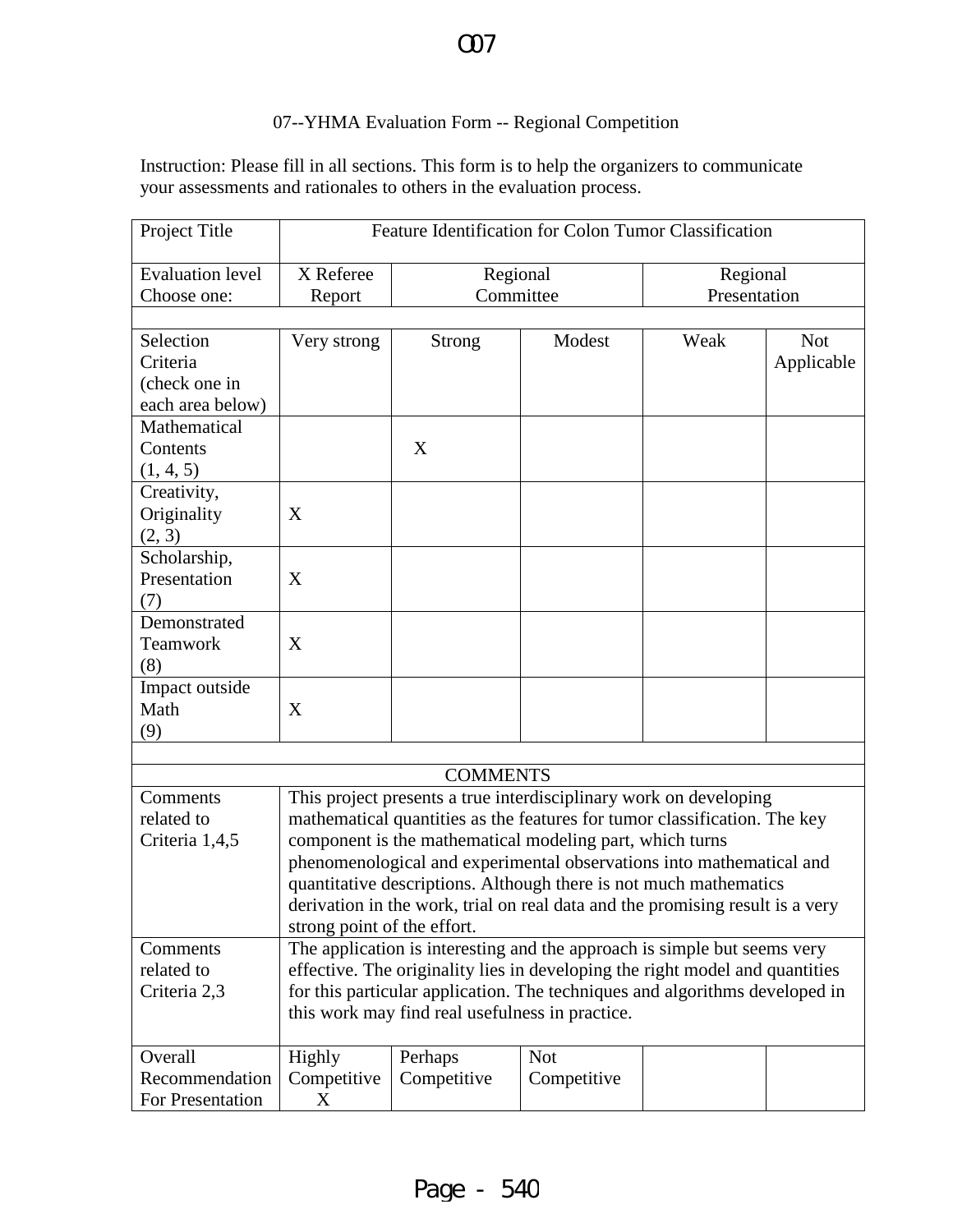07--YHMA Evaluation Form -- Regional Competition

Instruction: Please fill in all sections. This form is to help the organizers to communicate your assessments and rationales to others in the evaluation process.

| Project Title | Feature Identification for Colon Tumor Classification | | | | |
|---|---|---|---|---|---|
| Evaluation level Choose one: | X Referee Report | Regional Committee | | Regional Presentation | |
| | | | | | |
| Selection Criteria (check one in each area below) | Very strong | Strong | Modest | Weak | Not Applicable |
| Mathematical Contents (1, 4, 5) | | X | | | |
| Creativity, Originality (2, 3) | X | | | | |
| Scholarship, Presentation (7) | X | | | | |
| Demonstrated Teamwork (8) | X | | | | |
| Impact outside Math (9) | X | | | | |
| | | | | | |
| COMMENTS | | | | | |
| Comments related to Criteria 1,4,5 | This project presents a true interdisciplinary work on developing mathematical quantities as the features for tumor classification. The key component is the mathematical modeling part, which turns phenomenological and experimental observations into mathematical and quantitative descriptions. Although there is not much mathematics derivation in the work, trial on real data and the promising result is a very strong point of the effort. | | | | |
| Comments related to Criteria 2,3 | The application is interesting and the approach is simple but seems very effective. The originality lies in developing the right model and quantities for this particular application. The techniques and algorithms developed in this work may find real usefulness in practice. | | | | |
| Overall Recommendation For Presentation | Highly Competitive X | Perhaps Competitive | Not Competitive | | |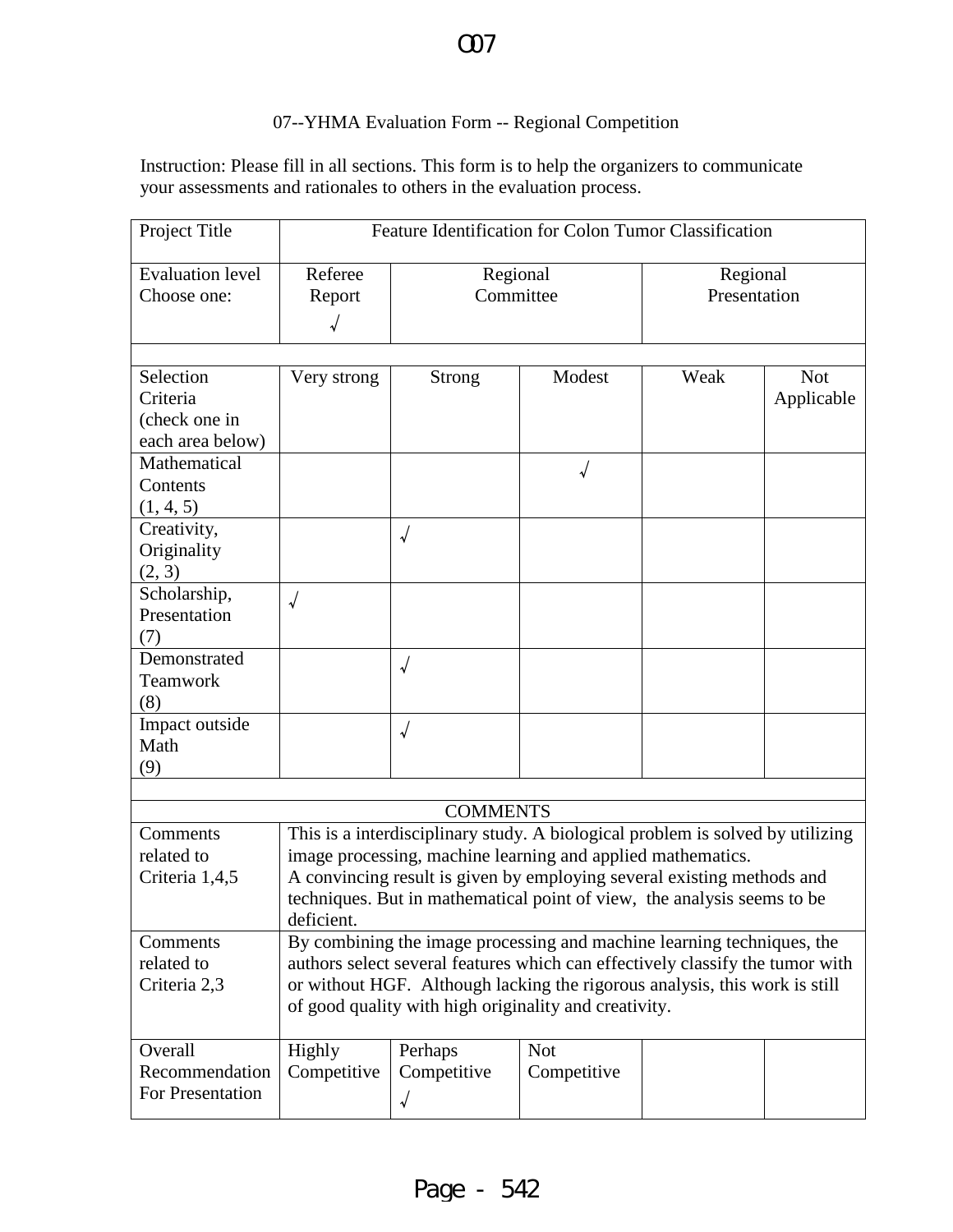O07

07--YHMA Evaluation Form -- Regional Competition

Instruction: Please fill in all sections. This form is to help the organizers to communicate your assessments and rationales to others in the evaluation process.

| Project Title | Feature Identification for Colon Tumor Classification | | | | |
|---|---|---|---|---|---|
| Evaluation level Choose one: | Referee Report √ | Regional Committee | | Regional Presentation | |
| | | | | | |
| Selection Criteria (check one in each area below) | Very strong | Strong | Modest | Weak | Not Applicable |
| Mathematical Contents (1, 4, 5) | | | √ | | |
| Creativity, Originality (2, 3) | | √ | | | |
| Scholarship, Presentation (7) | √ | | | | |
| Demonstrated Teamwork (8) | | √ | | | |
| Impact outside Math (9) | | √ | | | |
| | | | | | |
| COMMENTS | | | | | |
| Comments related to Criteria 1,4,5 | This is a interdisciplinary study. A biological problem is solved by utilizing image processing, machine learning and applied mathematics. A convincing result is given by employing several existing methods and techniques. But in mathematical point of view, the analysis seems to be deficient. | | | | |
| Comments related to Criteria 2,3 | By combining the image processing and machine learning techniques, the authors select several features which can effectively classify the tumor with or without HGF. Although lacking the rigorous analysis, this work is still of good quality with high originality and creativity. | | | | |
| Overall Recommendation For Presentation | Highly Competitive | Perhaps Competitive √ | Not Competitive | | |